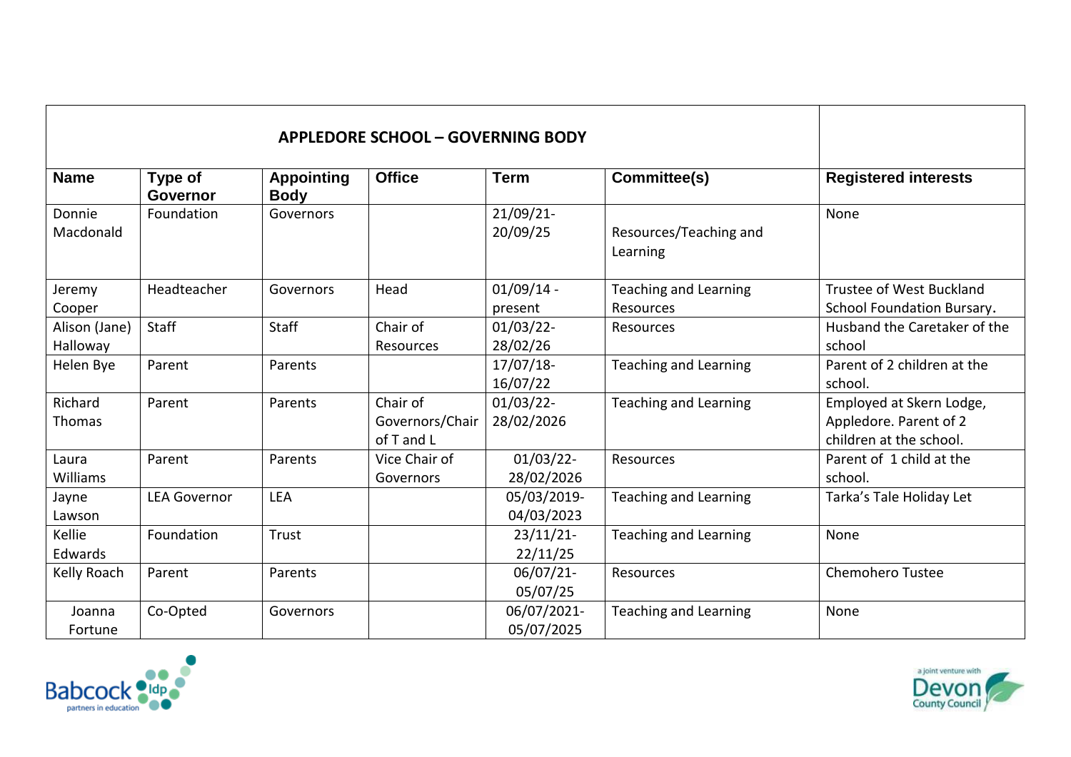| APPLEDORE SCHOOL – GOVERNING BODY | | | | | | |
|---|---|---|---|---|---|---|
| **Name** | **Type of Governor** | **Appointing Body** | **Office** | **Term** | **Committee(s)** | **Registered interests** |
| Donnie Macdonald | Foundation | Governors | | 21/09/21- 20/09/25 | Resources/Teaching and Learning | None |
| Jeremy Cooper | Headteacher | Governors | Head | 01/09/14 - present | Teaching and Learning Resources | Trustee of West Buckland School Foundation Bursary. |
| Alison (Jane) Halloway | Staff | Staff | Chair of Resources | 01/03/22- 28/02/26 | Resources | Husband the Caretaker of the school |
| Helen Bye | Parent | Parents | | 17/07/18- 16/07/22 | Teaching and Learning | Parent of 2 children at the school. |
| Richard Thomas | Parent | Parents | Chair of Governors/Chair of T and L | 01/03/22- 28/02/2026 | Teaching and Learning | Employed at Skern Lodge, Appledore. Parent of 2 children at the school. |
| Laura Williams | Parent | Parents | Vice Chair of Governors | 01/03/22- 28/02/2026 | Resources | Parent of 1 child at the school. |
| Jayne Lawson | LEA Governor | LEA | | 05/03/2019- 04/03/2023 | Teaching and Learning | Tarka's Tale Holiday Let |
| Kellie Edwards | Foundation | Trust | | 23/11/21- 22/11/25 | Teaching and Learning | None |
| Kelly Roach | Parent | Parents | | 06/07/21- 05/07/25 | Resources | Chemohero Tustee |
| Joanna Fortune | Co-Opted | Governors | | 06/07/2021- 05/07/2025 | Teaching and Learning | None |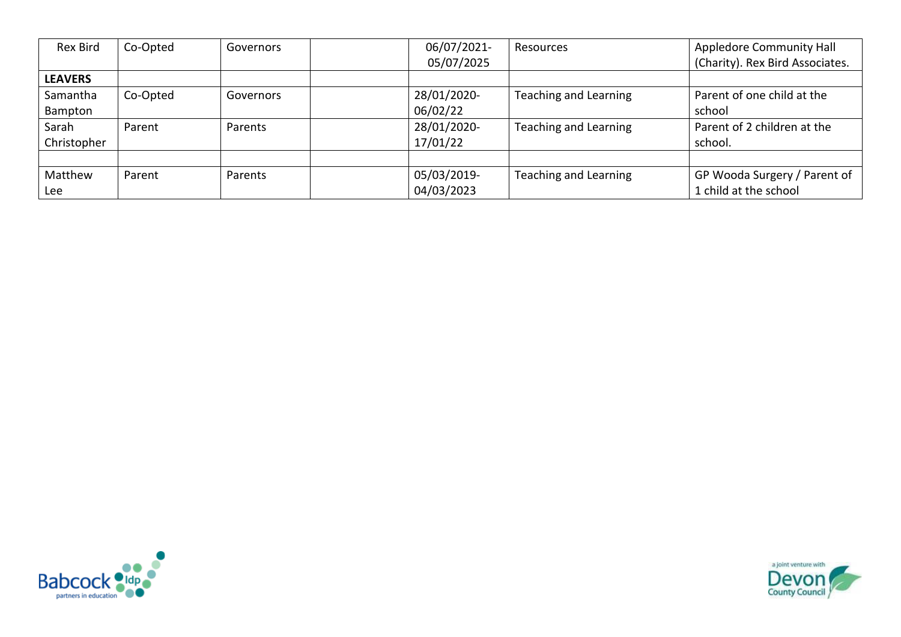| | | | | | | |
|---|---|---|---|---|---|---|
| Rex Bird | Co-Opted | Governors | | 06/07/2021-05/07/2025 | Resources | Appledore Community Hall (Charity). Rex Bird Associates. |
| **LEAVERS** | | | | | | |
| Samantha Bampton | Co-Opted | Governors | | 28/01/2020-06/02/22 | Teaching and Learning | Parent of one child at the school |
| Sarah Christopher | Parent | Parents | | 28/01/2020-17/01/22 | Teaching and Learning | Parent of 2 children at the school. |
| | | | | | | |
| Matthew Lee | Parent | Parents | | 05/03/2019-04/03/2023 | Teaching and Learning | GP Wooda Surgery / Parent of 1 child at the school |